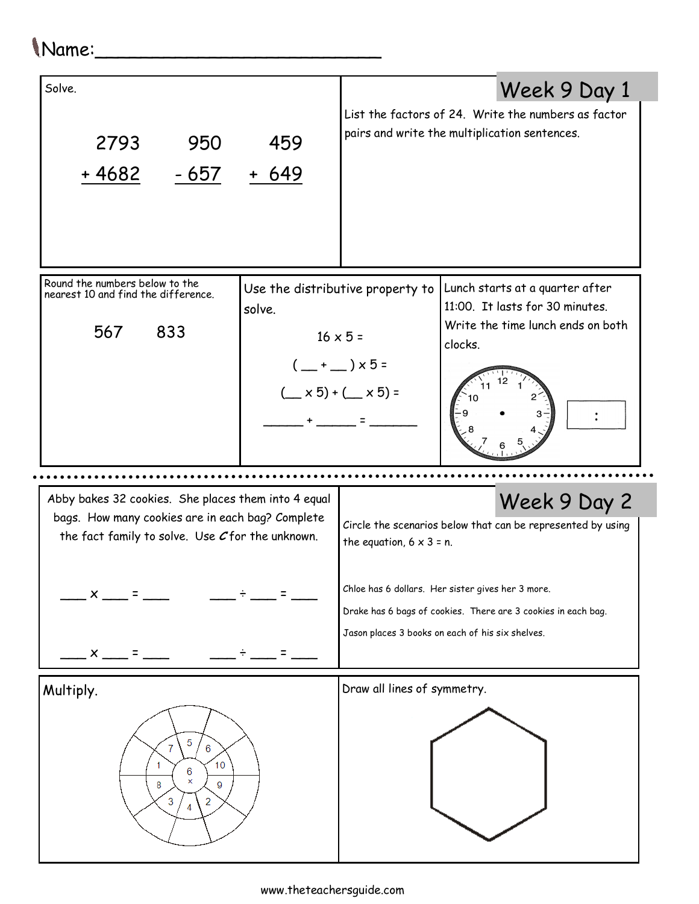Name:_________________________

## Week 9 Day 1

Solve.

```
  2793      950      459
+ 4682    - 657    + 649
```

List the factors of 24. Write the numbers as factor pairs and write the multiplication sentences.

Round the numbers below to the nearest 10 and find the difference.

567    833

Use the distributive property to solve.

16 x 5 =

( __ + __ ) x 5 =

(__ x 5) + (__ x 5) =

_____ + _____ = ______

Lunch starts at a quarter after 11:00. It lasts for 30 minutes. Write the time lunch ends on both clocks.

12 11 10 9 8 7 6 5 4 3 2 1

:

## Week 9 Day 2

Abby bakes 32 cookies. She places them into 4 equal bags. How many cookies are in each bag? Complete the fact family to solve. Use *C* for the unknown.

___ x ___ = ___        ___ ÷ ___ = ___

___ x ___ = ___        ___ ÷ ___ = ___

Circle the scenarios below that can be represented by using the equation, 6 x 3 = n.

Chloe has 6 dollars. Her sister gives her 3 more.

Drake has 6 bags of cookies. There are 3 cookies in each bag.

Jason places 3 books on each of his six shelves.

Multiply.

6 x

7 5 6 10 9 2 4 3 8 1

Draw all lines of symmetry.

www.theteachersguide.com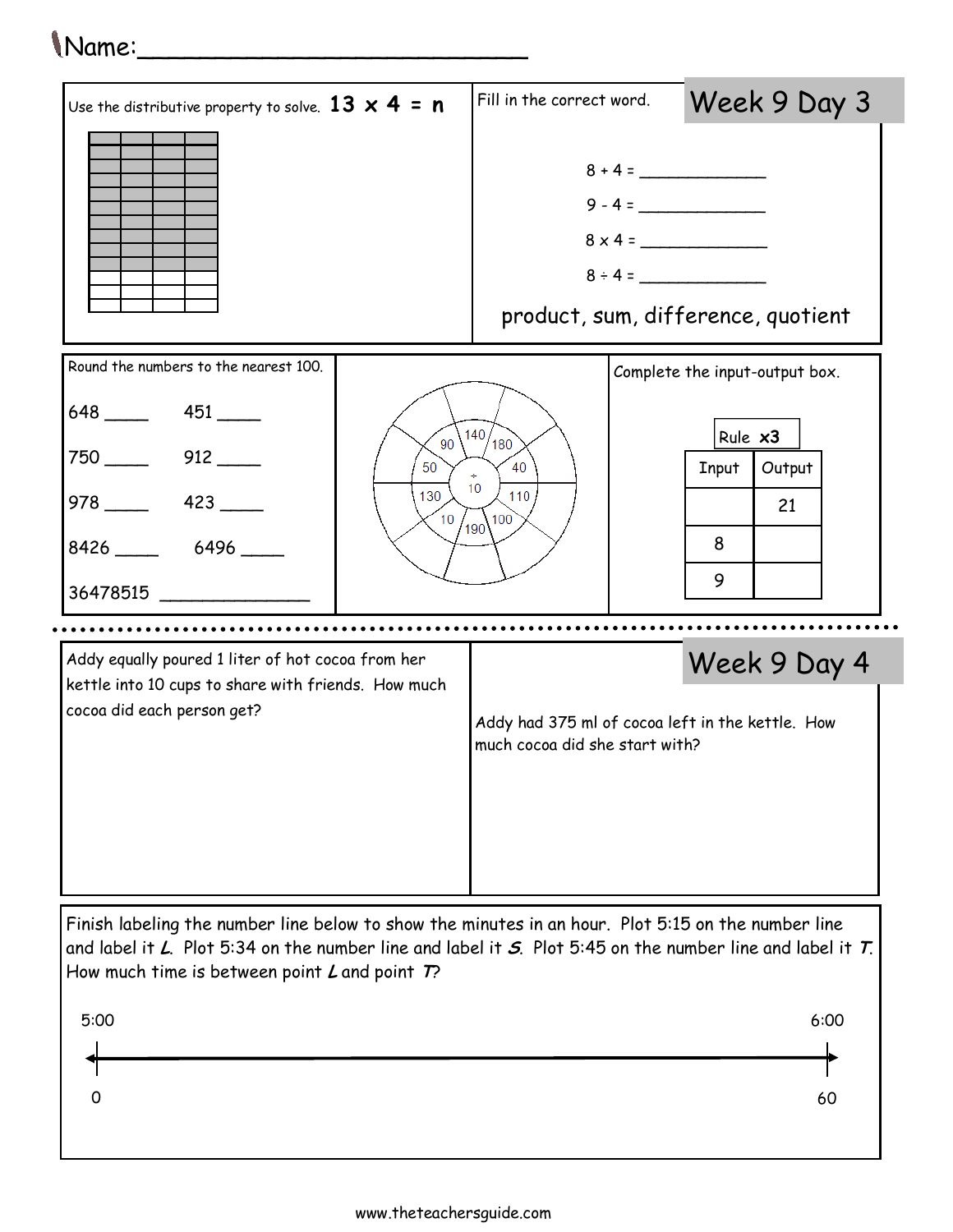Name:___________________________

## Week 9 Day 3

Use the distributive property to solve. **13 x 4 = n**

Fill in the correct word.

8 + 4 = _____________

9 - 4 = _____________

8 x 4 = _____________

8 ÷ 4 = _____________

product, sum, difference, quotient

Round the numbers to the nearest 100.

648 ____ 451 ____

750 ____ 912 ____

978 ____ 423 ____

8426 ____ 6496 ____

36478515 ______________

÷ 10

90, 140, 180, 50, 40, 130, 110, 10, 190, 100

Complete the input-output box.

Rule **x3**

| Input | Output |
|---|---|
| | 21 |
| 8 | |
| 9 | |

## Week 9 Day 4

Addy equally poured 1 liter of hot cocoa from her kettle into 10 cups to share with friends. How much cocoa did each person get?

Addy had 375 ml of cocoa left in the kettle. How much cocoa did she start with?

Finish labeling the number line below to show the minutes in an hour. Plot 5:15 on the number line and label it *L*. Plot 5:34 on the number line and label it *S*. Plot 5:45 on the number line and label it *T*. How much time is between point *L* and point *T*?

5:00 — 6:00

0 — 60

www.theteachersguide.com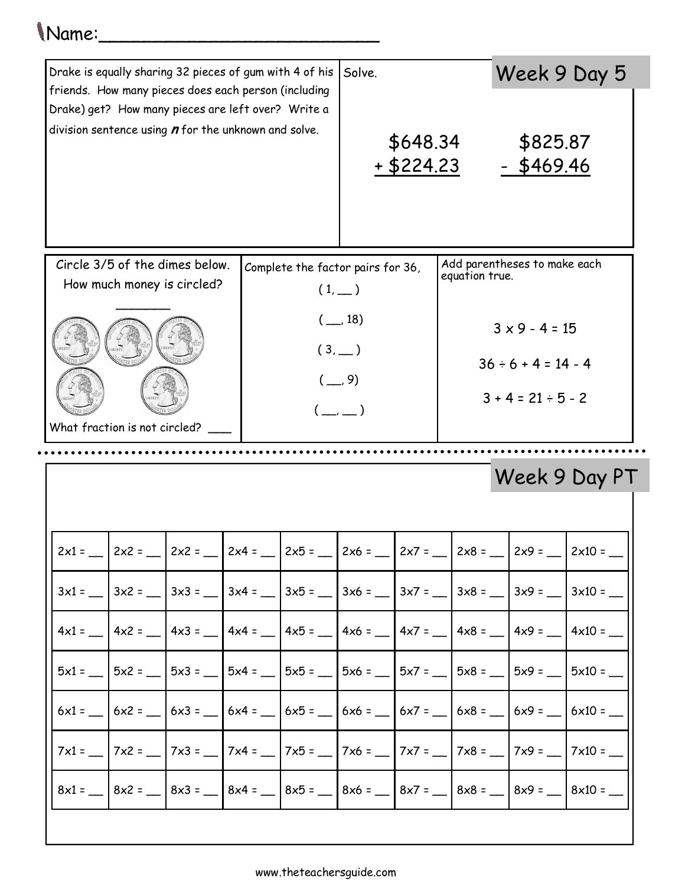Name:___________________________

## Week 9 Day 5

Drake is equally sharing 32 pieces of gum with 4 of his friends. How many pieces does each person (including Drake) get? How many pieces are left over? Write a division sentence using ***n*** for the unknown and solve.

Solve.

$$\begin{array}{r} \$648.34 \\ +\ \$224.23 \\ \hline \end{array} \qquad \begin{array}{r} \$825.87 \\ -\ \$469.46 \\ \hline \end{array}$$

Circle 3/5 of the dimes below.
How much money is circled?
________

What fraction is not circled? ___

Complete the factor pairs for 36,

( 1, __ )

( __, 18)

( 3, __ )

( __, 9)

( __, __ )

Add parentheses to make each equation true.

3 x 9 - 4 = 15

36 ÷ 6 + 4 = 14 - 4

3 + 4 = 21 ÷ 5 - 2

## Week 9 Day PT

| | | | | | | | | | |
|---|---|---|---|---|---|---|---|---|---|
| 2x1 = __ | 2x2 = __ | 2x2 = __ | 2x4 = __ | 2x5 = __ | 2x6 = __ | 2x7 = __ | 2x8 = __ | 2x9 = __ | 2x10 = __ |
| 3x1 = __ | 3x2 = __ | 3x3 = __ | 3x4 = __ | 3x5 = __ | 3x6 = __ | 3x7 = __ | 3x8 = __ | 3x9 = __ | 3x10 = __ |
| 4x1 = __ | 4x2 = __ | 4x3 = __ | 4x4 = __ | 4x5 = __ | 4x6 = __ | 4x7 = __ | 4x8 = __ | 4x9 = __ | 4x10 = __ |
| 5x1 = __ | 5x2 = __ | 5x3 = __ | 5x4 = __ | 5x5 = __ | 5x6 = __ | 5x7 = __ | 5x8 = __ | 5x9 = __ | 5x10 = __ |
| 6x1 = __ | 6x2 = __ | 6x3 = __ | 6x4 = __ | 6x5 = __ | 6x6 = __ | 6x7 = __ | 6x8 = __ | 6x9 = __ | 6x10 = __ |
| 7x1 = __ | 7x2 = __ | 7x3 = __ | 7x4 = __ | 7x5 = __ | 7x6 = __ | 7x7 = __ | 7x8 = __ | 7x9 = __ | 7x10 = __ |
| 8x1 = __ | 8x2 = __ | 8x3 = __ | 8x4 = __ | 8x5 = __ | 8x6 = __ | 8x7 = __ | 8x8 = __ | 8x9 = __ | 8x10 = __ |

www.theteachersguide.com